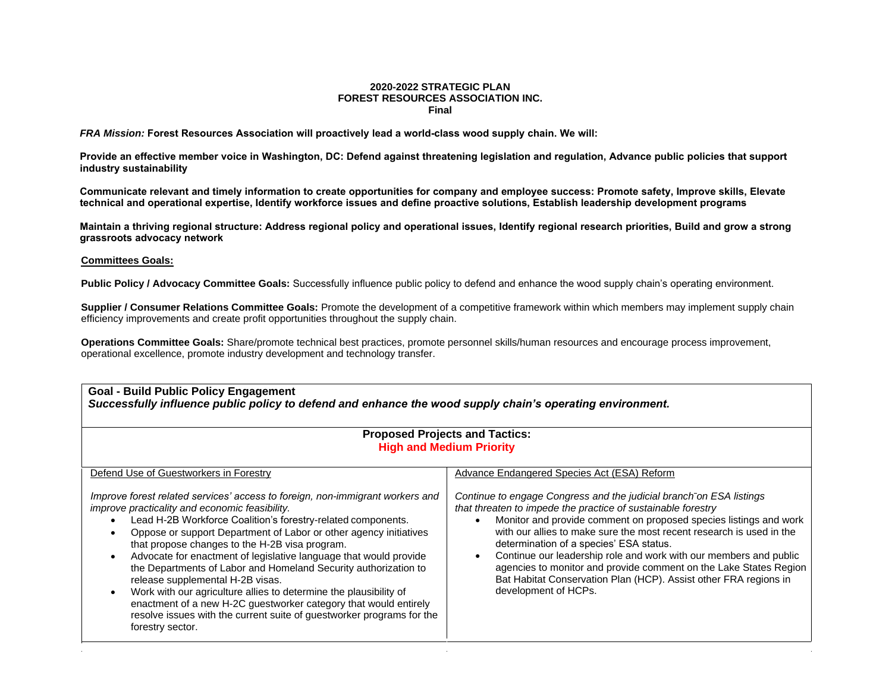**2020-2022 STRATEGIC PLAN**
**FOREST RESOURCES ASSOCIATION INC.**
**Final**

***FRA Mission:*** **Forest Resources Association will proactively lead a world-class wood supply chain. We will:**

**Provide an effective member voice in Washington, DC: Defend against threatening legislation and regulation, Advance public policies that support industry sustainability**

**Communicate relevant and timely information to create opportunities for company and employee success: Promote safety, Improve skills, Elevate technical and operational expertise, Identify workforce issues and define proactive solutions, Establish leadership development programs**

**Maintain a thriving regional structure: Address regional policy and operational issues, Identify regional research priorities, Build and grow a strong grassroots advocacy network**

**Committees Goals:**

**Public Policy / Advocacy Committee Goals:** Successfully influence public policy to defend and enhance the wood supply chain's operating environment.

**Supplier / Consumer Relations Committee Goals:** Promote the development of a competitive framework within which members may implement supply chain efficiency improvements and create profit opportunities throughout the supply chain.

**Operations Committee Goals:** Share/promote technical best practices, promote personnel skills/human resources and encourage process improvement, operational excellence, promote industry development and technology transfer.

## Goal - Build Public Policy Engagement

***Successfully influence public policy to defend and enhance the wood supply chain's operating environment.***

### Proposed Projects and Tactics:

**High and Medium Priority**

Defend Use of Guestworkers in Forestry

*Improve forest related services' access to foreign, non-immigrant workers and improve practicality and economic feasibility.*

- Lead H-2B Workforce Coalition's forestry-related components.
- Oppose or support Department of Labor or other agency initiatives that propose changes to the H-2B visa program.
- Advocate for enactment of legislative language that would provide the Departments of Labor and Homeland Security authorization to release supplemental H-2B visas.
- Work with our agriculture allies to determine the plausibility of enactment of a new H-2C guestworker category that would entirely resolve issues with the current suite of guestworker programs for the forestry sector.

Advance Endangered Species Act (ESA) Reform

*Continue to engage Congress and the judicial branch on ESA listings that threaten to impede the practice of sustainable forestry*

- Monitor and provide comment on proposed species listings and work with our allies to make sure the most recent research is used in the determination of a species' ESA status.
- Continue our leadership role and work with our members and public agencies to monitor and provide comment on the Lake States Region Bat Habitat Conservation Plan (HCP). Assist other FRA regions in development of HCPs.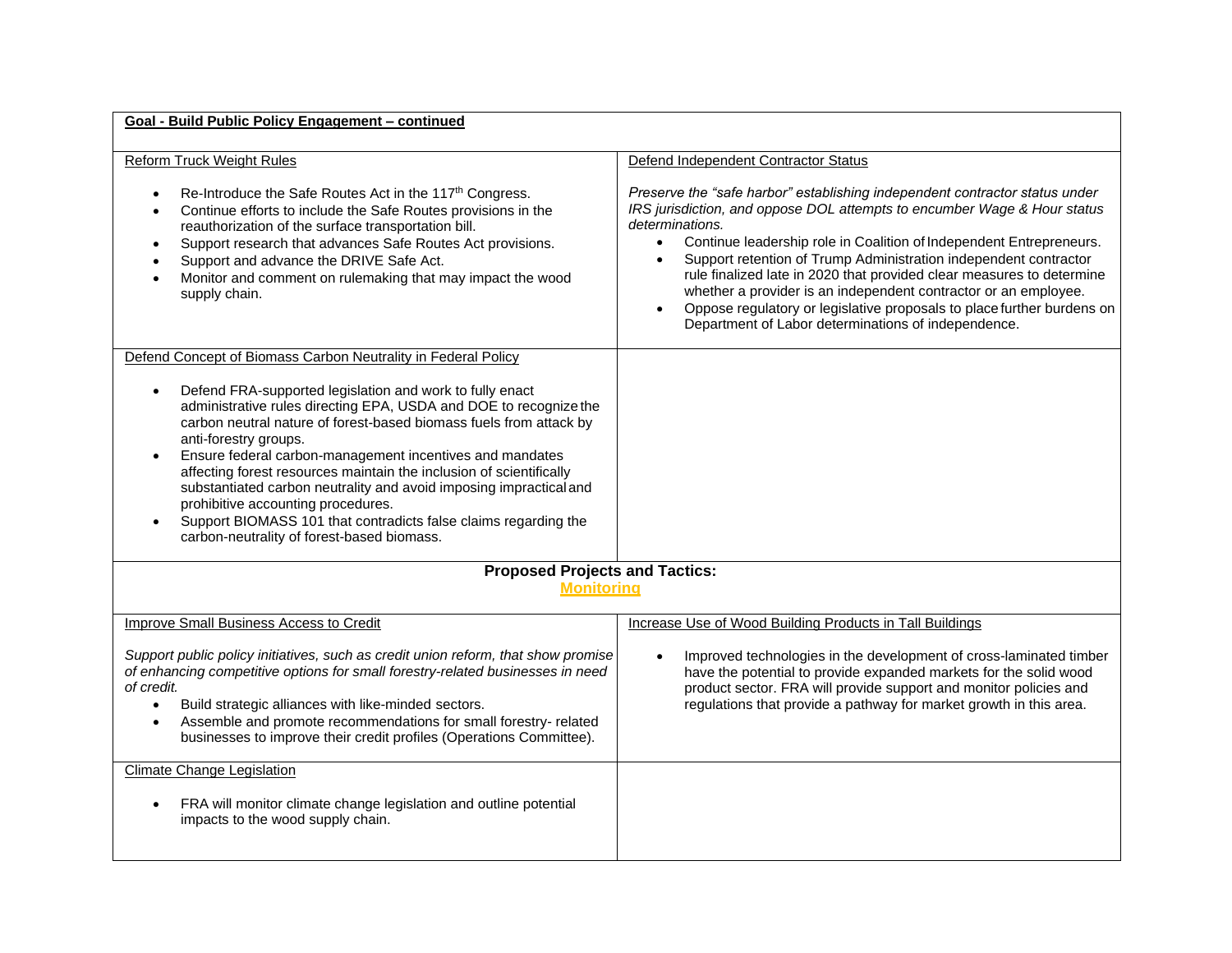**Goal - Build Public Policy Engagement – continued**

Reform Truck Weight Rules

- Re-Introduce the Safe Routes Act in the 117th Congress.
- Continue efforts to include the Safe Routes provisions in the reauthorization of the surface transportation bill.
- Support research that advances Safe Routes Act provisions.
- Support and advance the DRIVE Safe Act.
- Monitor and comment on rulemaking that may impact the wood supply chain.

Defend Independent Contractor Status

*Preserve the "safe harbor" establishing independent contractor status under IRS jurisdiction, and oppose DOL attempts to encumber Wage & Hour status determinations.*

- Continue leadership role in Coalition of Independent Entrepreneurs.
- Support retention of Trump Administration independent contractor rule finalized late in 2020 that provided clear measures to determine whether a provider is an independent contractor or an employee.
- Oppose regulatory or legislative proposals to place further burdens on Department of Labor determinations of independence.

Defend Concept of Biomass Carbon Neutrality in Federal Policy

- Defend FRA-supported legislation and work to fully enact administrative rules directing EPA, USDA and DOE to recognize the carbon neutral nature of forest-based biomass fuels from attack by anti-forestry groups.
- Ensure federal carbon-management incentives and mandates affecting forest resources maintain the inclusion of scientifically substantiated carbon neutrality and avoid imposing impractical and prohibitive accounting procedures.
- Support BIOMASS 101 that contradicts false claims regarding the carbon-neutrality of forest-based biomass.

**Proposed Projects and Tactics:**

**Monitoring**

Improve Small Business Access to Credit

*Support public policy initiatives, such as credit union reform, that show promise of enhancing competitive options for small forestry-related businesses in need of credit.*

- Build strategic alliances with like-minded sectors.
- Assemble and promote recommendations for small forestry- related businesses to improve their credit profiles (Operations Committee).

Increase Use of Wood Building Products in Tall Buildings

- Improved technologies in the development of cross-laminated timber have the potential to provide expanded markets for the solid wood product sector. FRA will provide support and monitor policies and regulations that provide a pathway for market growth in this area.

Climate Change Legislation

- FRA will monitor climate change legislation and outline potential impacts to the wood supply chain.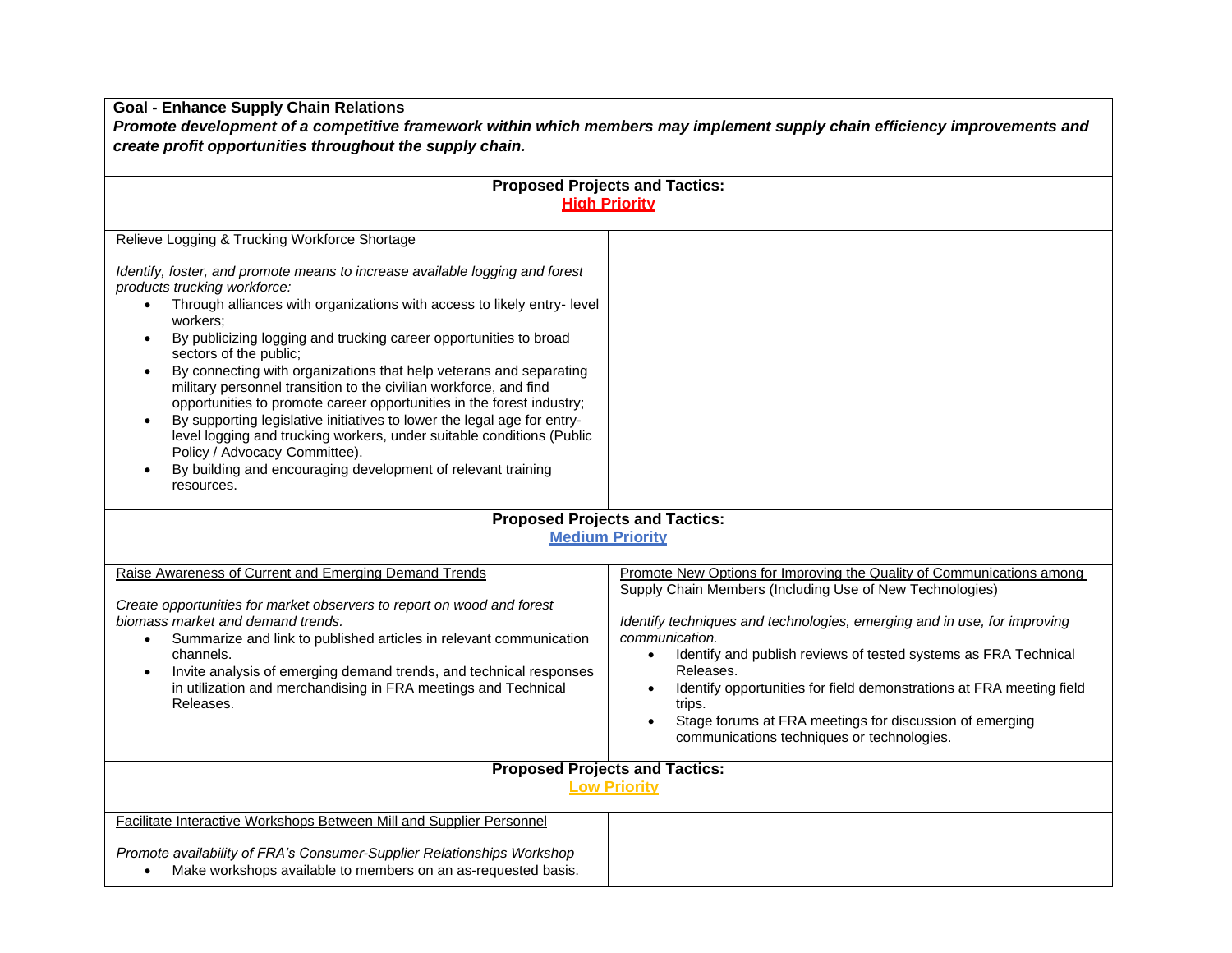**Goal - Enhance Supply Chain Relations**

***Promote development of a competitive framework within which members may implement supply chain efficiency improvements and create profit opportunities throughout the supply chain.***

## Proposed Projects and Tactics: High Priority

### Relieve Logging & Trucking Workforce Shortage

*Identify, foster, and promote means to increase available logging and forest products trucking workforce:*

- Through alliances with organizations with access to likely entry- level workers;
- By publicizing logging and trucking career opportunities to broad sectors of the public;
- By connecting with organizations that help veterans and separating military personnel transition to the civilian workforce, and find opportunities to promote career opportunities in the forest industry;
- By supporting legislative initiatives to lower the legal age for entry-level logging and trucking workers, under suitable conditions (Public Policy / Advocacy Committee).
- By building and encouraging development of relevant training resources.

## Proposed Projects and Tactics: Medium Priority

### Raise Awareness of Current and Emerging Demand Trends

*Create opportunities for market observers to report on wood and forest biomass market and demand trends.*

- Summarize and link to published articles in relevant communication channels.
- Invite analysis of emerging demand trends, and technical responses in utilization and merchandising in FRA meetings and Technical Releases.

### Promote New Options for Improving the Quality of Communications among Supply Chain Members (Including Use of New Technologies)

*Identify techniques and technologies, emerging and in use, for improving communication.*

- Identify and publish reviews of tested systems as FRA Technical Releases.
- Identify opportunities for field demonstrations at FRA meeting field trips.
- Stage forums at FRA meetings for discussion of emerging communications techniques or technologies.

## Proposed Projects and Tactics: Low Priority

### Facilitate Interactive Workshops Between Mill and Supplier Personnel

*Promote availability of FRA's Consumer-Supplier Relationships Workshop*

- Make workshops available to members on an as-requested basis.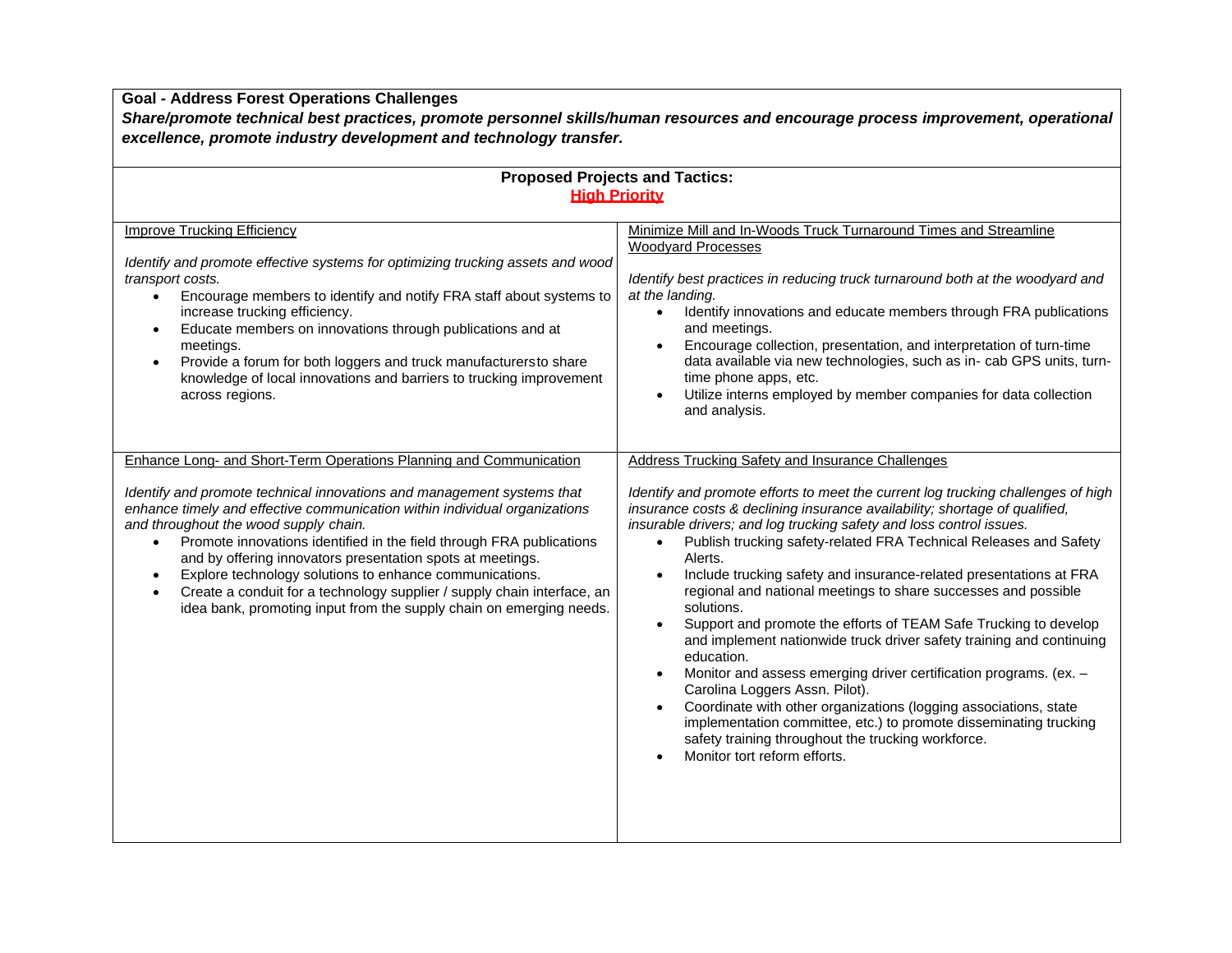**Goal - Address Forest Operations Challenges**

***Share/promote technical best practices, promote personnel skills/human resources and encourage process improvement, operational excellence, promote industry development and technology transfer.***

**Proposed Projects and Tactics:**

**High Priority**

Improve Trucking Efficiency

*Identify and promote effective systems for optimizing trucking assets and wood transport costs.*

- Encourage members to identify and notify FRA staff about systems to increase trucking efficiency.
- Educate members on innovations through publications and at meetings.
- Provide a forum for both loggers and truck manufacturers to share knowledge of local innovations and barriers to trucking improvement across regions.

Minimize Mill and In-Woods Truck Turnaround Times and Streamline Woodyard Processes

*Identify best practices in reducing truck turnaround both at the woodyard and at the landing.*

- Identify innovations and educate members through FRA publications and meetings.
- Encourage collection, presentation, and interpretation of turn-time data available via new technologies, such as in- cab GPS units, turn-time phone apps, etc.
- Utilize interns employed by member companies for data collection and analysis.

Enhance Long- and Short-Term Operations Planning and Communication

*Identify and promote technical innovations and management systems that enhance timely and effective communication within individual organizations and throughout the wood supply chain.*

- Promote innovations identified in the field through FRA publications and by offering innovators presentation spots at meetings.
- Explore technology solutions to enhance communications.
- Create a conduit for a technology supplier / supply chain interface, an idea bank, promoting input from the supply chain on emerging needs.

Address Trucking Safety and Insurance Challenges

*Identify and promote efforts to meet the current log trucking challenges of high insurance costs & declining insurance availability; shortage of qualified, insurable drivers; and log trucking safety and loss control issues.*

- Publish trucking safety-related FRA Technical Releases and Safety Alerts.
- Include trucking safety and insurance-related presentations at FRA regional and national meetings to share successes and possible solutions.
- Support and promote the efforts of TEAM Safe Trucking to develop and implement nationwide truck driver safety training and continuing education.
- Monitor and assess emerging driver certification programs. (ex. – Carolina Loggers Assn. Pilot).
- Coordinate with other organizations (logging associations, state implementation committee, etc.) to promote disseminating trucking safety training throughout the trucking workforce.
- Monitor tort reform efforts.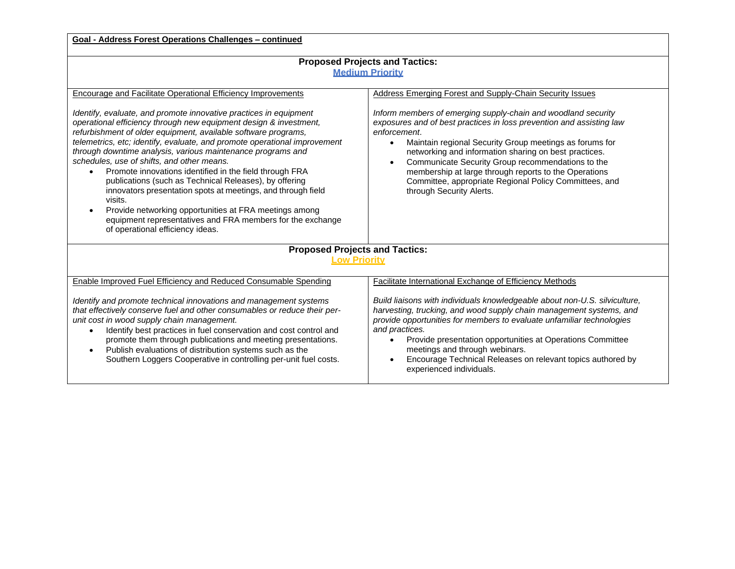**Goal - Address Forest Operations Challenges – continued**

## Proposed Projects and Tactics: Medium Priority

Encourage and Facilitate Operational Efficiency Improvements

*Identify, evaluate, and promote innovative practices in equipment operational efficiency through new equipment design & investment, refurbishment of older equipment, available software programs, telemetrics, etc; identify, evaluate, and promote operational improvement through downtime analysis, various maintenance programs and schedules, use of shifts, and other means.*

- Promote innovations identified in the field through FRA publications (such as Technical Releases), by offering innovators presentation spots at meetings, and through field visits.
- Provide networking opportunities at FRA meetings among equipment representatives and FRA members for the exchange of operational efficiency ideas.

Address Emerging Forest and Supply-Chain Security Issues

*Inform members of emerging supply-chain and woodland security exposures and of best practices in loss prevention and assisting law enforcement*.

- Maintain regional Security Group meetings as forums for networking and information sharing on best practices.
- Communicate Security Group recommendations to the membership at large through reports to the Operations Committee, appropriate Regional Policy Committees, and through Security Alerts.

## Proposed Projects and Tactics: Low Priority

Enable Improved Fuel Efficiency and Reduced Consumable Spending

*Identify and promote technical innovations and management systems that effectively conserve fuel and other consumables or reduce their per-unit cost in wood supply chain management.*

- Identify best practices in fuel conservation and cost control and promote them through publications and meeting presentations.
- Publish evaluations of distribution systems such as the Southern Loggers Cooperative in controlling per-unit fuel costs.

Facilitate International Exchange of Efficiency Methods

*Build liaisons with individuals knowledgeable about non-U.S. silviculture, harvesting, trucking, and wood supply chain management systems, and provide opportunities for members to evaluate unfamiliar technologies and practices.*

- Provide presentation opportunities at Operations Committee meetings and through webinars.
- Encourage Technical Releases on relevant topics authored by experienced individuals.